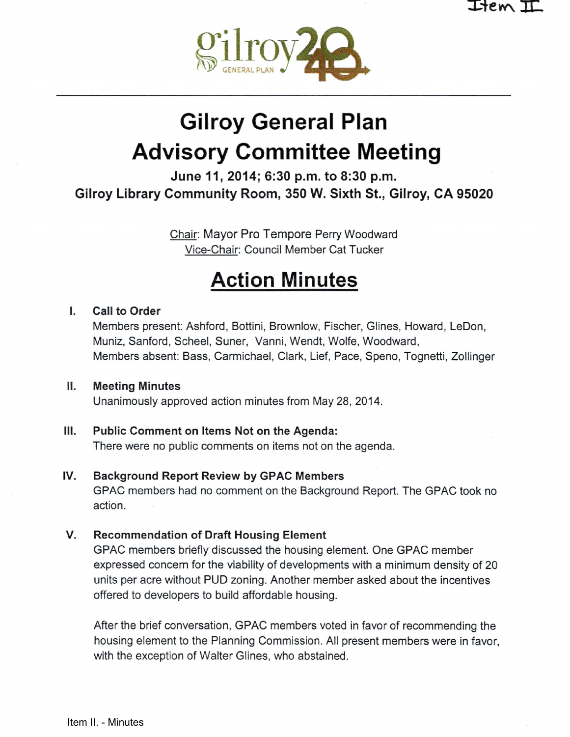Item II

# Gilroy General Plan Advisory Committee Meeting

**June 11, 2014; 6:30 p.m. to 8:30 p.m.**
**Gilroy Library Community Room, 350 W. Sixth St., Gilroy, CA 95020**

Chair: Mayor Pro Tempore Perry Woodward
Vice-Chair: Council Member Cat Tucker

## Action Minutes

**I. Call to Order**

Members present: Ashford, Bottini, Brownlow, Fischer, Glines, Howard, LeDon, Muniz, Sanford, Scheel, Suner, Vanni, Wendt, Wolfe, Woodward,
Members absent: Bass, Carmichael, Clark, Lief, Pace, Speno, Tognetti, Zollinger

**II. Meeting Minutes**

Unanimously approved action minutes from May 28, 2014.

**III. Public Comment on Items Not on the Agenda:**

There were no public comments on items not on the agenda.

**IV. Background Report Review by GPAC Members**

GPAC members had no comment on the Background Report. The GPAC took no action.

**V. Recommendation of Draft Housing Element**

GPAC members briefly discussed the housing element. One GPAC member expressed concern for the viability of developments with a minimum density of 20 units per acre without PUD zoning. Another member asked about the incentives offered to developers to build affordable housing.

After the brief conversation, GPAC members voted in favor of recommending the housing element to the Planning Commission. All present members were in favor, with the exception of Walter Glines, who abstained.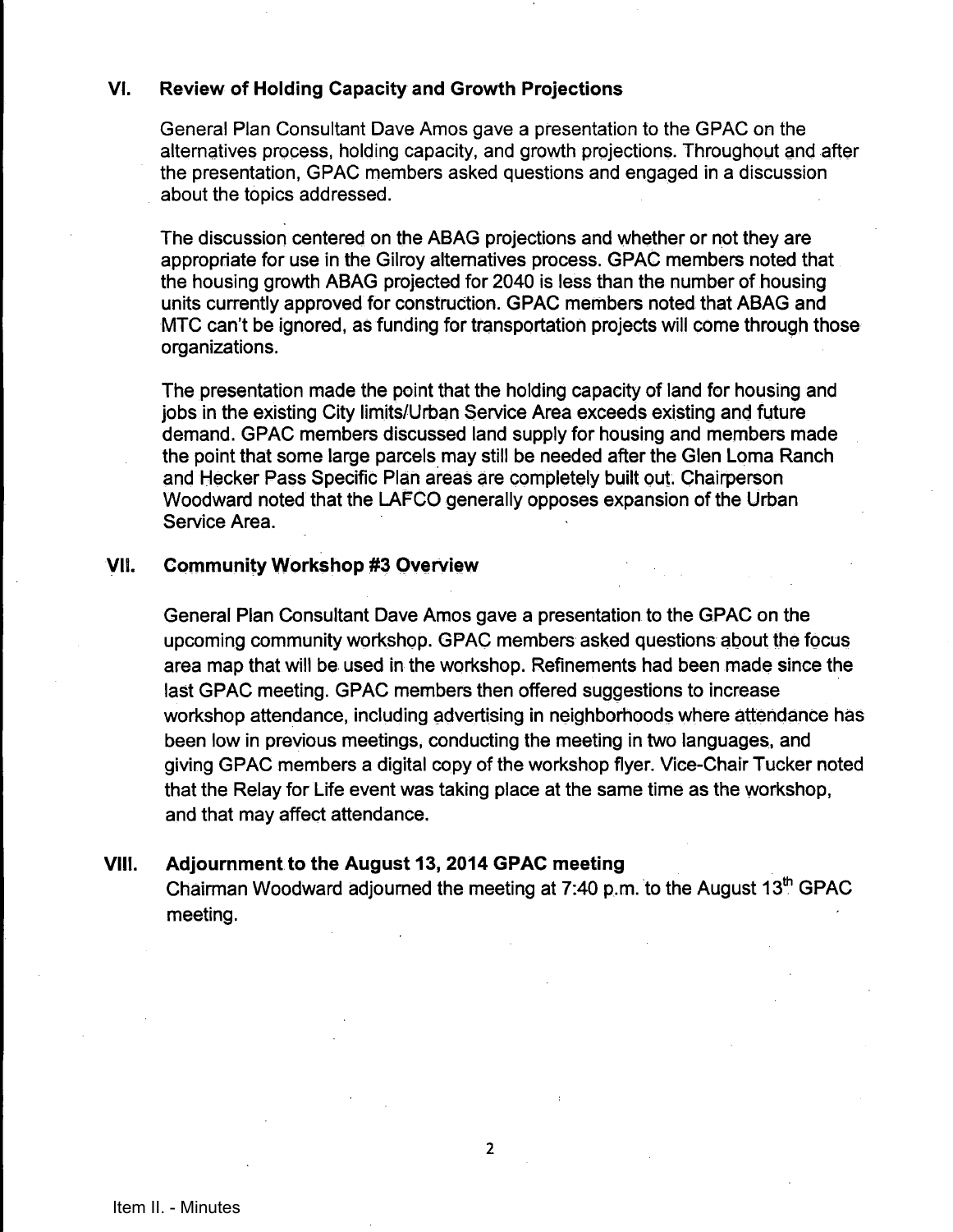## VI. Review of Holding Capacity and Growth Projections

General Plan Consultant Dave Amos gave a presentation to the GPAC on the alternatives process, holding capacity, and growth projections. Throughout and after the presentation, GPAC members asked questions and engaged in a discussion about the topics addressed.

The discussion centered on the ABAG projections and whether or not they are appropriate for use in the Gilroy alternatives process. GPAC members noted that the housing growth ABAG projected for 2040 is less than the number of housing units currently approved for construction. GPAC members noted that ABAG and MTC can't be ignored, as funding for transportation projects will come through those organizations.

The presentation made the point that the holding capacity of land for housing and jobs in the existing City limits/Urban Service Area exceeds existing and future demand. GPAC members discussed land supply for housing and members made the point that some large parcels may still be needed after the Glen Loma Ranch and Hecker Pass Specific Plan areas are completely built out. Chairperson Woodward noted that the LAFCO generally opposes expansion of the Urban Service Area.

## VII. Community Workshop #3 Overview

General Plan Consultant Dave Amos gave a presentation to the GPAC on the upcoming community workshop. GPAC members asked questions about the focus area map that will be used in the workshop. Refinements had been made since the last GPAC meeting. GPAC members then offered suggestions to increase workshop attendance, including advertising in neighborhoods where attendance has been low in previous meetings, conducting the meeting in two languages, and giving GPAC members a digital copy of the workshop flyer. Vice-Chair Tucker noted that the Relay for Life event was taking place at the same time as the workshop, and that may affect attendance.

## VIII. Adjournment to the August 13, 2014 GPAC meeting

Chairman Woodward adjourned the meeting at 7:40 p.m. to the August 13th GPAC meeting.

Item II. - Minutes